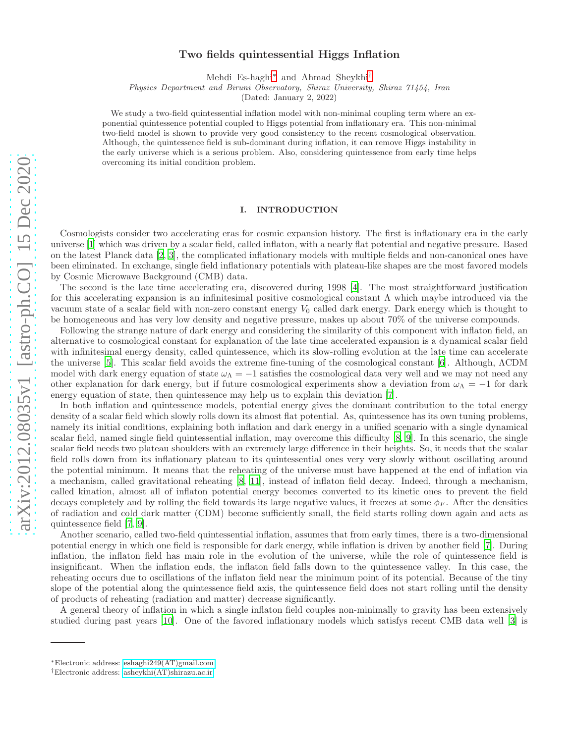# Two fields quintessential Higgs Inflation

Mehdi Es-haghi* and Ahmad Sheykhi†

*Physics Department and Biruni Observatory, Shiraz University, Shiraz 71454, Iran*

(Dated: January 2, 2022)

We study a two-field quintessential inflation model with non-minimal coupling term where an exponential quintessence potential coupled to Higgs potential from inflationary era. This non-minimal two-field model is shown to provide very good consistency to the recent cosmological observation. Although, the quintessence field is sub-dominant during inflation, it can remove Higgs instability in the early universe which is a serious problem. Also, considering quintessence from early time helps overcoming its initial condition problem.

## I. INTRODUCTION

Cosmologists consider two accelerating eras for cosmic expansion history. The first is inflationary era in the early universe [1] which was driven by a scalar field, called inflaton, with a nearly flat potential and negative pressure. Based on the latest Planck data [2, 3], the complicated inflationary models with multiple fields and non-canonical ones have been eliminated. In exchange, single field inflationary potentials with plateau-like shapes are the most favored models by Cosmic Microwave Background (CMB) data.

The second is the late time accelerating era, discovered during 1998 [4]. The most straightforward justification for this accelerating expansion is an infinitesimal positive cosmological constant $\Lambda$ which maybe introduced via the vacuum state of a scalar field with non-zero constant energy $V_0$ called dark energy. Dark energy which is thought to be homogeneous and has very low density and negative pressure, makes up about 70% of the universe compounds.

Following the strange nature of dark energy and considering the similarity of this component with inflaton field, an alternative to cosmological constant for explanation of the late time accelerated expansion is a dynamical scalar field with infinitesimal energy density, called quintessence, which its slow-rolling evolution at the late time can accelerate the universe [5]. This scalar field avoids the extreme fine-tuning of the cosmological constant [6]. Although, ΛCDM model with dark energy equation of state $\omega_\Lambda = -1$ satisfies the cosmological data very well and we may not need any other explanation for dark energy, but if future cosmological experiments show a deviation from $\omega_\Lambda = -1$ for dark energy equation of state, then quintessence may help us to explain this deviation [7].

In both inflation and quintessence models, potential energy gives the dominant contribution to the total energy density of a scalar field which slowly rolls down its almost flat potential. As, quintessence has its own tuning problems, namely its initial conditions, explaining both inflation and dark energy in a unified scenario with a single dynamical scalar field, named single field quintessential inflation, may overcome this difficulty [8, 9]. In this scenario, the single scalar field needs two plateau shoulders with an extremely large difference in their heights. So, it needs that the scalar field rolls down from its inflationary plateau to its quintessential ones very very slowly without oscillating around the potential minimum. It means that the reheating of the universe must have happened at the end of inflation via a mechanism, called gravitational reheating [8, 11], instead of inflaton field decay. Indeed, through a mechanism, called kination, almost all of inflaton potential energy becomes converted to its kinetic ones to prevent the field decays completely and by rolling the field towards its large negative values, it freezes at some $\phi_F$. After the densities of radiation and cold dark matter (CDM) become sufficiently small, the field starts rolling down again and acts as quintessence field [7, 9].

Another scenario, called two-field quintessential inflation, assumes that from early times, there is a two-dimensional potential energy in which one field is responsible for dark energy, while inflation is driven by another field [7]. During inflation, the inflaton field has main role in the evolution of the universe, while the role of quintessence field is insignificant. When the inflation ends, the inflaton field falls down to the quintessence valley. In this case, the reheating occurs due to oscillations of the inflaton field near the minimum point of its potential. Because of the tiny slope of the potential along the quintessence field axis, the quintessence field does not start rolling until the density of products of reheating (radiation and matter) decrease significantly.

A general theory of inflation in which a single inflaton field couples non-minimally to gravity has been extensively studied during past years [10]. One of the favored inflationary models which satisfys recent CMB data well [3] is

---

*Electronic address: eshaghi249(AT)gmail.com

†Electronic address: asheykhi(AT)shirazu.ac.ir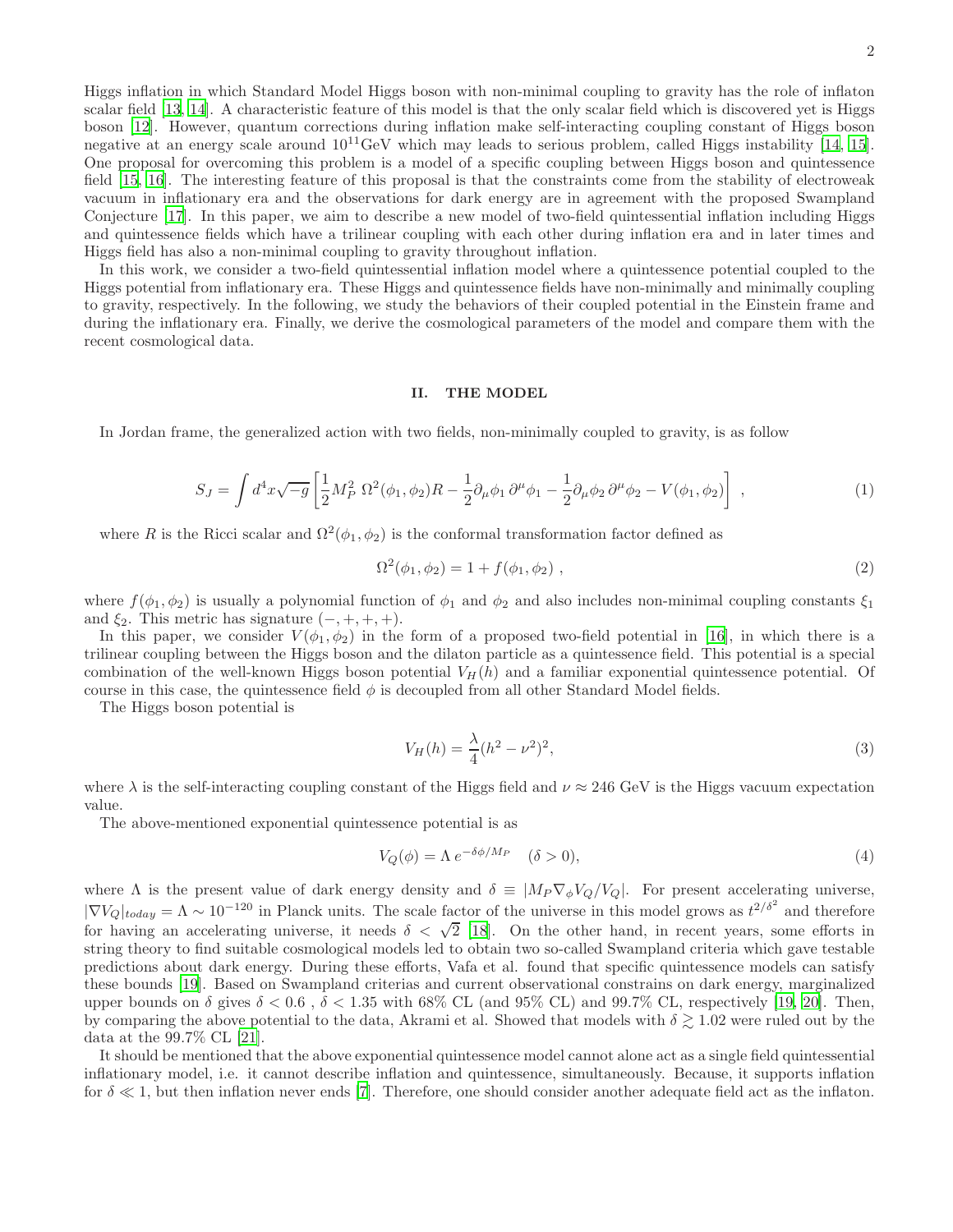Higgs inflation in which Standard Model Higgs boson with non-minimal coupling to gravity has the role of inflaton scalar field [13, 14]. A characteristic feature of this model is that the only scalar field which is discovered yet is Higgs boson [12]. However, quantum corrections during inflation make self-interacting coupling constant of Higgs boson negative at an energy scale around $10^{11}$GeV which may leads to serious problem, called Higgs instability [14, 15]. One proposal for overcoming this problem is a model of a specific coupling between Higgs boson and quintessence field [15, 16]. The interesting feature of this proposal is that the constraints come from the stability of electroweak vacuum in inflationary era and the observations for dark energy are in agreement with the proposed Swampland Conjecture [17]. In this paper, we aim to describe a new model of two-field quintessential inflation including Higgs and quintessence fields which have a trilinear coupling with each other during inflation era and in later times and Higgs field has also a non-minimal coupling to gravity throughout inflation.

In this work, we consider a two-field quintessential inflation model where a quintessence potential coupled to the Higgs potential from inflationary era. These Higgs and quintessence fields have non-minimally and minimally coupling to gravity, respectively. In the following, we study the behaviors of their coupled potential in the Einstein frame and during the inflationary era. Finally, we derive the cosmological parameters of the model and compare them with the recent cosmological data.

## II. THE MODEL

In Jordan frame, the generalized action with two fields, non-minimally coupled to gravity, is as follow

$$S_J = \int d^4x\sqrt{-g}\left[\frac{1}{2}M_P^2\ \Omega^2(\phi_1,\phi_2)R - \frac{1}{2}\partial_\mu\phi_1\,\partial^\mu\phi_1 - \frac{1}{2}\partial_\mu\phi_2\,\partial^\mu\phi_2 - V(\phi_1,\phi_2)\right]\ , \tag{1}$$

where $R$ is the Ricci scalar and $\Omega^2(\phi_1,\phi_2)$ is the conformal transformation factor defined as

$$\Omega^2(\phi_1,\phi_2) = 1 + f(\phi_1,\phi_2)\ , \tag{2}$$

where $f(\phi_1,\phi_2)$ is usually a polynomial function of $\phi_1$ and $\phi_2$ and also includes non-minimal coupling constants $\xi_1$ and $\xi_2$. This metric has signature $(-,+,+,+)$.

In this paper, we consider $V(\phi_1,\phi_2)$ in the form of a proposed two-field potential in [16], in which there is a trilinear coupling between the Higgs boson and the dilaton particle as a quintessence field. This potential is a special combination of the well-known Higgs boson potential $V_H(h)$ and a familiar exponential quintessence potential. Of course in this case, the quintessence field $\phi$ is decoupled from all other Standard Model fields.

The Higgs boson potential is

$$V_H(h) = \frac{\lambda}{4}(h^2-\nu^2)^2, \tag{3}$$

where $\lambda$ is the self-interacting coupling constant of the Higgs field and $\nu \approx 246$ GeV is the Higgs vacuum expectation value.

The above-mentioned exponential quintessence potential is as

$$V_Q(\phi) = \Lambda\, e^{-\delta\phi/M_P} \quad (\delta > 0), \tag{4}$$

where $\Lambda$ is the present value of dark energy density and $\delta \equiv |M_P\nabla_\phi V_Q/V_Q|$. For present accelerating universe, $|\nabla V_Q|_{today} = \Lambda \sim 10^{-120}$ in Planck units. The scale factor of the universe in this model grows as $t^{2/\delta^2}$ and therefore for having an accelerating universe, it needs $\delta < \sqrt{2}$ [18]. On the other hand, in recent years, some efforts in string theory to find suitable cosmological models led to obtain two so-called Swampland criteria which gave testable predictions about dark energy. During these efforts, Vafa et al. found that specific quintessence models can satisfy these bounds [19]. Based on Swampland criterias and current observational constrains on dark energy, marginalized upper bounds on $\delta$ gives $\delta < 0.6$ , $\delta < 1.35$ with 68% CL (and 95% CL) and 99.7% CL, respectively [19, 20]. Then, by comparing the above potential to the data, Akrami et al. Showed that models with $\delta \gtrsim 1.02$ were ruled out by the data at the 99.7% CL [21].

It should be mentioned that the above exponential quintessence model cannot alone act as a single field quintessential inflationary model, i.e. it cannot describe inflation and quintessence, simultaneously. Because, it supports inflation for $\delta \ll 1$, but then inflation never ends [7]. Therefore, one should consider another adequate field act as the inflaton.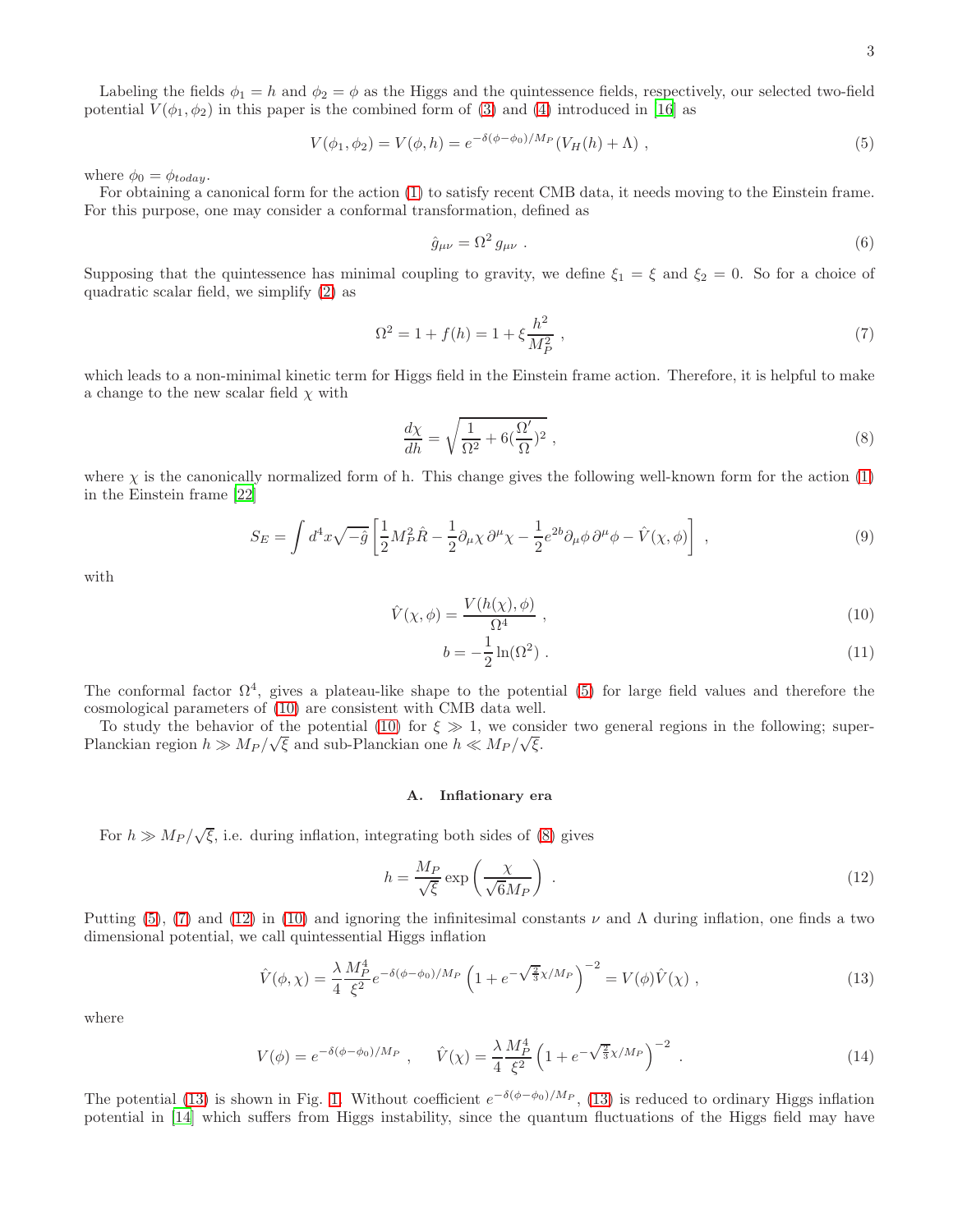Labeling the fields $\phi_1 = h$ and $\phi_2 = \phi$ as the Higgs and the quintessence fields, respectively, our selected two-field potential $V(\phi_1, \phi_2)$ in this paper is the combined form of (3) and (4) introduced in [16] as

$$V(\phi_1, \phi_2) = V(\phi, h) = e^{-\delta(\phi-\phi_0)/M_P}(V_H(h) + \Lambda) \ , \tag{5}$$

where $\phi_0 = \phi_{today}$.

For obtaining a canonical form for the action (1) to satisfy recent CMB data, it needs moving to the Einstein frame. For this purpose, one may consider a conformal transformation, defined as

$$\hat{g}_{\mu\nu} = \Omega^2 \, g_{\mu\nu} \ . \tag{6}$$

Supposing that the quintessence has minimal coupling to gravity, we define $\xi_1 = \xi$ and $\xi_2 = 0$. So for a choice of quadratic scalar field, we simplify (2) as

$$\Omega^2 = 1 + f(h) = 1 + \xi \frac{h^2}{M_P^2} \ , \tag{7}$$

which leads to a non-minimal kinetic term for Higgs field in the Einstein frame action. Therefore, it is helpful to make a change to the new scalar field $\chi$ with

$$\frac{d\chi}{dh} = \sqrt{\frac{1}{\Omega^2} + 6(\frac{\Omega'}{\Omega})^2} \ , \tag{8}$$

where $\chi$ is the canonically normalized form of h. This change gives the following well-known form for the action (1) in the Einstein frame [22]

$$S_E = \int d^4x \sqrt{-\hat{g}} \left[ \frac{1}{2} M_P^2 \hat{R} - \frac{1}{2} \partial_\mu \chi \, \partial^\mu \chi - \frac{1}{2} e^{2b} \partial_\mu \phi \, \partial^\mu \phi - \hat{V}(\chi, \phi) \right] \ , \tag{9}$$

with

$$\hat{V}(\chi, \phi) = \frac{V(h(\chi), \phi)}{\Omega^4} \ , \tag{10}$$

$$b = -\frac{1}{2} \ln(\Omega^2) \ . \tag{11}$$

The conformal factor $\Omega^4$, gives a plateau-like shape to the potential (5) for large field values and therefore the cosmological parameters of (10) are consistent with CMB data well.

To study the behavior of the potential (10) for $\xi \gg 1$, we consider two general regions in the following; super-Planckian region $h \gg M_P/\sqrt{\xi}$ and sub-Planckian one $h \ll M_P/\sqrt{\xi}$.

### A. Inflationary era

For $h \gg M_P/\sqrt{\xi}$, i.e. during inflation, integrating both sides of (8) gives

$$h = \frac{M_P}{\sqrt{\xi}} \exp\left( \frac{\chi}{\sqrt{6} M_P} \right) \ . \tag{12}$$

Putting (5), (7) and (12) in (10) and ignoring the infinitesimal constants $\nu$ and $\Lambda$ during inflation, one finds a two dimensional potential, we call quintessential Higgs inflation

$$\hat{V}(\phi, \chi) = \frac{\lambda}{4} \frac{M_P^4}{\xi^2} e^{-\delta(\phi-\phi_0)/M_P} \left( 1 + e^{-\sqrt{\frac{2}{3}}\chi/M_P} \right)^{-2} = V(\phi) \hat{V}(\chi) \ , \tag{13}$$

where

$$V(\phi) = e^{-\delta(\phi-\phi_0)/M_P} \ , \qquad \hat{V}(\chi) = \frac{\lambda}{4} \frac{M_P^4}{\xi^2} \left( 1 + e^{-\sqrt{\frac{2}{3}}\chi/M_P} \right)^{-2} \ . \tag{14}$$

The potential (13) is shown in Fig. 1. Without coefficient $e^{-\delta(\phi-\phi_0)/M_P}$, (13) is reduced to ordinary Higgs inflation potential in [14] which suffers from Higgs instability, since the quantum fluctuations of the Higgs field may have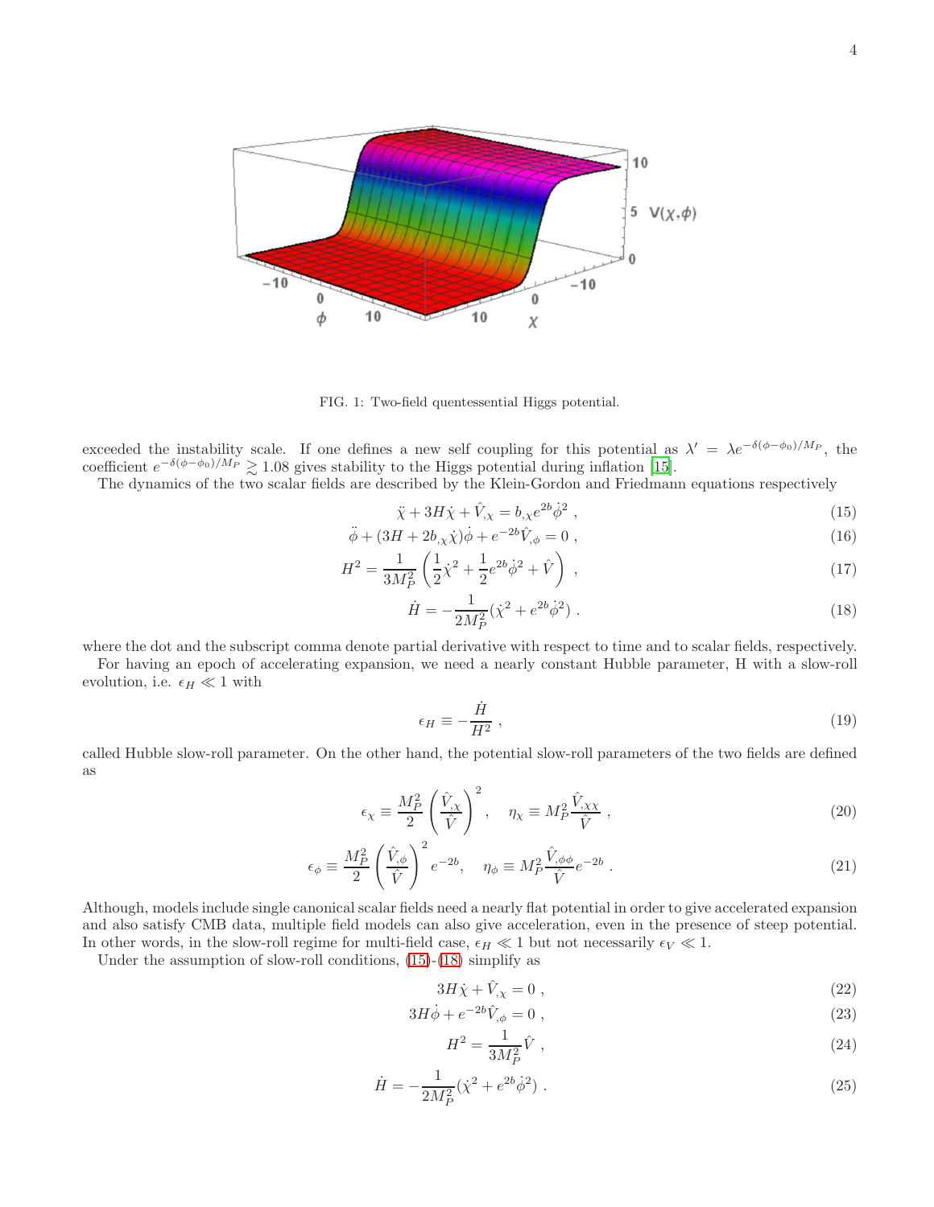FIG. 1: Two-field quentessential Higgs potential.

exceeded the instability scale. If one defines a new self coupling for this potential as $\lambda' = \lambda e^{-\delta(\phi-\phi_0)/M_P}$, the coefficient $e^{-\delta(\phi-\phi_0)/M_P} \gtrsim 1.08$ gives stability to the Higgs potential during inflation [15].

The dynamics of the two scalar fields are described by the Klein-Gordon and Friedmann equations respectively

$$\ddot{\chi} + 3H\dot{\chi} + \hat{V}_{,\chi} = b_{,\chi} e^{2b} \dot{\phi}^2 \ , \tag{15}$$

$$\ddot{\phi} + (3H + 2b_{,\chi}\dot{\chi})\dot{\phi} + e^{-2b}\hat{V}_{,\phi} = 0 \ , \tag{16}$$

$$H^2 = \frac{1}{3M_P^2}\left(\frac{1}{2}\dot{\chi}^2 + \frac{1}{2}e^{2b}\dot{\phi}^2 + \hat{V}\right) \ , \tag{17}$$

$$\dot{H} = -\frac{1}{2M_P^2}(\dot{\chi}^2 + e^{2b}\dot{\phi}^2) \ . \tag{18}$$

where the dot and the subscript comma denote partial derivative with respect to time and to scalar fields, respectively.

For having an epoch of accelerating expansion, we need a nearly constant Hubble parameter, H with a slow-roll evolution, i.e. $\epsilon_H \ll 1$ with

$$\epsilon_H \equiv -\frac{\dot{H}}{H^2} \ , \tag{19}$$

called Hubble slow-roll parameter. On the other hand, the potential slow-roll parameters of the two fields are defined as

$$\epsilon_\chi \equiv \frac{M_P^2}{2}\left(\frac{\hat{V}_{,\chi}}{\hat{V}}\right)^2, \quad \eta_\chi \equiv M_P^2 \frac{\hat{V}_{,\chi\chi}}{\hat{V}} \ , \tag{20}$$

$$\epsilon_\phi \equiv \frac{M_P^2}{2}\left(\frac{\hat{V}_{,\phi}}{\hat{V}}\right)^2 e^{-2b}, \quad \eta_\phi \equiv M_P^2 \frac{\hat{V}_{,\phi\phi}}{\hat{V}} e^{-2b} \ . \tag{21}$$

Although, models include single canonical scalar fields need a nearly flat potential in order to give accelerated expansion and also satisfy CMB data, multiple field models can also give acceleration, even in the presence of steep potential. In other words, in the slow-roll regime for multi-field case, $\epsilon_H \ll 1$ but not necessarily $\epsilon_V \ll 1$.

Under the assumption of slow-roll conditions, (15)-(18) simplify as

$$3H\dot{\chi} + \hat{V}_{,\chi} = 0 \ , \tag{22}$$

$$3H\dot{\phi} + e^{-2b}\hat{V}_{,\phi} = 0 \ , \tag{23}$$

$$H^2 = \frac{1}{3M_P^2}\hat{V} \ , \tag{24}$$

$$\dot{H} = -\frac{1}{2M_P^2}(\dot{\chi}^2 + e^{2b}\dot{\phi}^2) \ . \tag{25}$$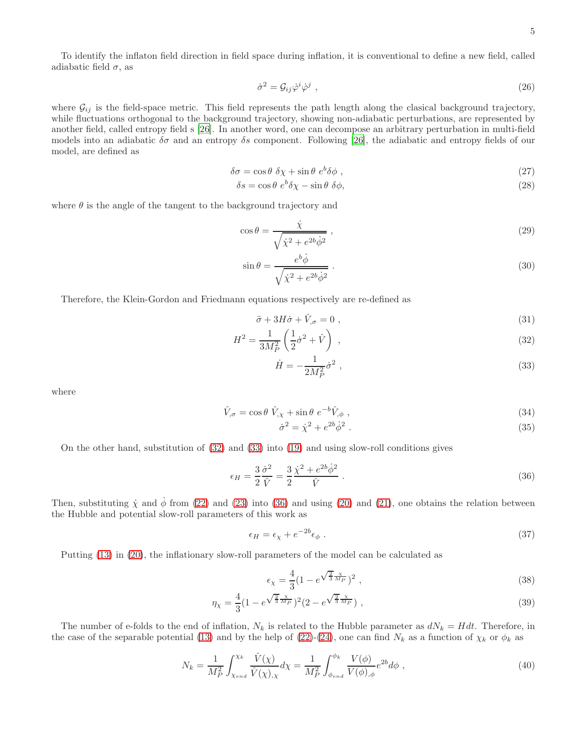To identify the inflaton field direction in field space during inflation, it is conventional to define a new field, called adiabatic field $\sigma$, as

$$\dot{\sigma}^2 = \mathcal{G}_{ij}\dot{\varphi}^i\dot{\varphi}^j \ , \tag{26}$$

where $\mathcal{G}_{ij}$ is the field-space metric. This field represents the path length along the clasical background trajectory, while fluctuations orthogonal to the background trajectory, showing non-adiabatic perturbations, are represented by another field, called entropy field s [26]. In another word, one can decompose an arbitrary perturbation in multi-field models into an adiabatic $\delta\sigma$ and an entropy $\delta s$ component. Following [26], the adiabatic and entropy fields of our model, are defined as

$$\delta\sigma = \cos\theta \ \delta\chi + \sin\theta \ e^b \delta\phi \ , \tag{27}$$

$$\delta s = \cos\theta \ e^b \delta\chi - \sin\theta \ \delta\phi, \tag{28}$$

where $\theta$ is the angle of the tangent to the background trajectory and

$$\cos\theta = \frac{\dot{\chi}}{\sqrt{\dot{\chi}^2 + e^{2b}\dot{\phi}^2}} \ , \tag{29}$$

$$\sin\theta = \frac{e^b\dot{\phi}}{\sqrt{\dot{\chi}^2 + e^{2b}\dot{\phi}^2}} \ . \tag{30}$$

Therefore, the Klein-Gordon and Friedmann equations respectively are re-defined as

$$\ddot{\sigma} + 3H\dot{\sigma} + \hat{V}_{,\sigma} = 0 \ , \tag{31}$$

$$H^2 = \frac{1}{3M_P^2}\left(\frac{1}{2}\dot{\sigma}^2 + \hat{V}\right) \ , \tag{32}$$

$$\dot{H} = -\frac{1}{2M_P^2}\dot{\sigma}^2 \ , \tag{33}$$

where

$$\hat{V}_{,\sigma} = \cos\theta \ \hat{V}_{,\chi} + \sin\theta \ e^{-b}\hat{V}_{,\phi} \ , \tag{34}$$

$$\dot{\sigma}^2 = \dot{\chi}^2 + e^{2b}\dot{\phi}^2 \ . \tag{35}$$

On the other hand, substitution of (32) and (33) into (19) and using slow-roll conditions gives

$$\epsilon_H = \frac{3}{2}\frac{\dot{\sigma}^2}{\hat{V}} = \frac{3}{2}\frac{\dot{\chi}^2 + e^{2b}\dot{\phi}^2}{\hat{V}} \ . \tag{36}$$

Then, substituting $\dot{\chi}$ and $\dot{\phi}$ from (22) and (23) into (36) and using (20) and (21), one obtains the relation between the Hubble and potential slow-roll parameters of this work as

$$\epsilon_H = \epsilon_\chi + e^{-2b}\epsilon_\phi \ . \tag{37}$$

Putting (13) in (20), the inflationary slow-roll parameters of the model can be calculated as

$$\epsilon_\chi = \frac{4}{3}\left(1 - e^{\sqrt{\frac{2}{3}}\frac{\chi}{M_P}}\right)^2 \ , \tag{38}$$

$$\eta_\chi = \frac{4}{3}\left(1 - e^{\sqrt{\frac{2}{3}}\frac{\chi}{M_P}}\right)^2\left(2 - e^{\sqrt{\frac{2}{3}}\frac{\chi}{M_P}}\right) \ , \tag{39}$$

The number of e-folds to the end of inflation, $N_k$ is related to the Hubble parameter as $dN_k = Hdt$. Therefore, in the case of the separable potential (13) and by the help of (22)-(24), one can find $N_k$ as a function of $\chi_k$ or $\phi_k$ as

$$N_k = \frac{1}{M_P^2}\int_{\chi_{end}}^{\chi_k}\frac{\hat{V}(\chi)}{\hat{V}(\chi)_{,\chi}}d\chi = \frac{1}{M_P^2}\int_{\phi_{end}}^{\phi_k}\frac{V(\phi)}{V(\phi)_{,\phi}}e^{2b}d\phi \ , \tag{40}$$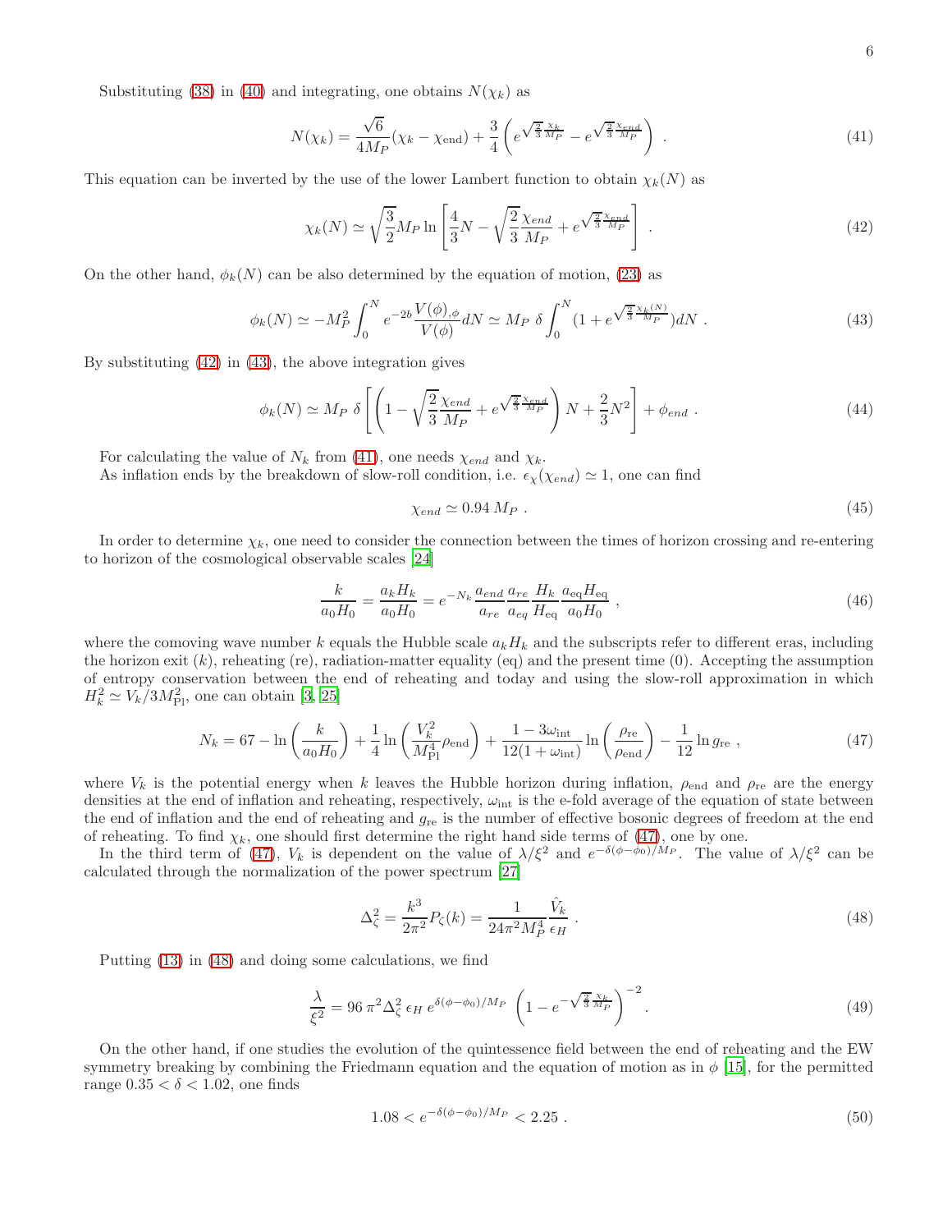Substituting (38) in (40) and integrating, one obtains $N(\chi_k)$ as

$$N(\chi_k) = \frac{\sqrt{6}}{4M_P}(\chi_k - \chi_{\rm end}) + \frac{3}{4}\left(e^{\sqrt{\frac{2}{3}}\frac{\chi_k}{M_P}} - e^{\sqrt{\frac{2}{3}}\frac{\chi_{end}}{M_P}}\right) \, . \tag{41}$$

This equation can be inverted by the use of the lower Lambert function to obtain $\chi_k(N)$ as

$$\chi_k(N) \simeq \sqrt{\frac{3}{2}}M_P \ln\left[\frac{4}{3}N - \sqrt{\frac{2}{3}}\frac{\chi_{end}}{M_P} + e^{\sqrt{\frac{2}{3}}\frac{\chi_{end}}{M_P}}\right] \, . \tag{42}$$

On the other hand, $\phi_k(N)$ can be also determined by the equation of motion, (23) as

$$\phi_k(N) \simeq -M_P^2 \int_0^N e^{-2b}\frac{V(\phi)_{,\phi}}{V(\phi)}dN \simeq M_P \; \delta \int_0^N (1 + e^{\sqrt{\frac{2}{3}}\frac{\chi_k(N)}{M_P}})dN \, . \tag{43}$$

By substituting (42) in (43), the above integration gives

$$\phi_k(N) \simeq M_P \; \delta \left[\left(1 - \sqrt{\frac{2}{3}}\frac{\chi_{end}}{M_P} + e^{\sqrt{\frac{2}{3}}\frac{\chi_{end}}{M_P}}\right)N + \frac{2}{3}N^2\right] + \phi_{end} \, . \tag{44}$$

For calculating the value of $N_k$ from (41), one needs $\chi_{end}$ and $\chi_k$.

As inflation ends by the breakdown of slow-roll condition, i.e. $\epsilon_\chi(\chi_{end}) \simeq 1$, one can find

$$\chi_{end} \simeq 0.94 \, M_P \, . \tag{45}$$

In order to determine $\chi_k$, one need to consider the connection between the times of horizon crossing and re-entering to horizon of the cosmological observable scales [24]

$$\frac{k}{a_0 H_0} = \frac{a_k H_k}{a_0 H_0} = e^{-N_k}\frac{a_{end}}{a_{re}}\frac{a_{re}}{a_{eq}}\frac{H_k}{H_{\rm eq}}\frac{a_{\rm eq}H_{\rm eq}}{a_0 H_0} \, , \tag{46}$$

where the comoving wave number $k$ equals the Hubble scale $a_k H_k$ and the subscripts refer to different eras, including the horizon exit ($k$), reheating (re), radiation-matter equality (eq) and the present time (0). Accepting the assumption of entropy conservation between the end of reheating and today and using the slow-roll approximation in which $H_k^2 \simeq V_k/3M_{\rm Pl}^2$, one can obtain [3, 25]

$$N_k = 67 - \ln\left(\frac{k}{a_0 H_0}\right) + \frac{1}{4}\ln\left(\frac{V_k^2}{M_{\rm Pl}^4}\rho_{\rm end}\right) + \frac{1 - 3\omega_{\rm int}}{12(1+\omega_{\rm int})}\ln\left(\frac{\rho_{\rm re}}{\rho_{\rm end}}\right) - \frac{1}{12}\ln g_{\rm re} \, , \tag{47}$$

where $V_k$ is the potential energy when $k$ leaves the Hubble horizon during inflation, $\rho_{\rm end}$ and $\rho_{\rm re}$ are the energy densities at the end of inflation and reheating, respectively, $\omega_{\rm int}$ is the e-fold average of the equation of state between the end of inflation and the end of reheating and $g_{\rm re}$ is the number of effective bosonic degrees of freedom at the end of reheating. To find $\chi_k$, one should first determine the right hand side terms of (47), one by one.

In the third term of (47), $V_k$ is dependent on the value of $\lambda/\xi^2$ and $e^{-\delta(\phi-\phi_0)/M_P}$. The value of $\lambda/\xi^2$ can be calculated through the normalization of the power spectrum [27]

$$\Delta_\zeta^2 = \frac{k^3}{2\pi^2}P_\zeta(k) = \frac{1}{24\pi^2 M_P^4}\frac{\hat{V}_k}{\epsilon_H} \, . \tag{48}$$

Putting (13) in (48) and doing some calculations, we find

$$\frac{\lambda}{\xi^2} = 96\,\pi^2\Delta_\zeta^2\,\epsilon_H\,e^{\delta(\phi-\phi_0)/M_P}\,\left(1 - e^{-\sqrt{\frac{2}{3}}\frac{\chi_k}{M_P}}\right)^{-2} . \tag{49}$$

On the other hand, if one studies the evolution of the quintessence field between the end of reheating and the EW symmetry breaking by combining the Friedmann equation and the equation of motion as in $\phi$ [15], for the permitted range $0.35 < \delta < 1.02$, one finds

$$1.08 < e^{-\delta(\phi-\phi_0)/M_P} < 2.25 \, . \tag{50}$$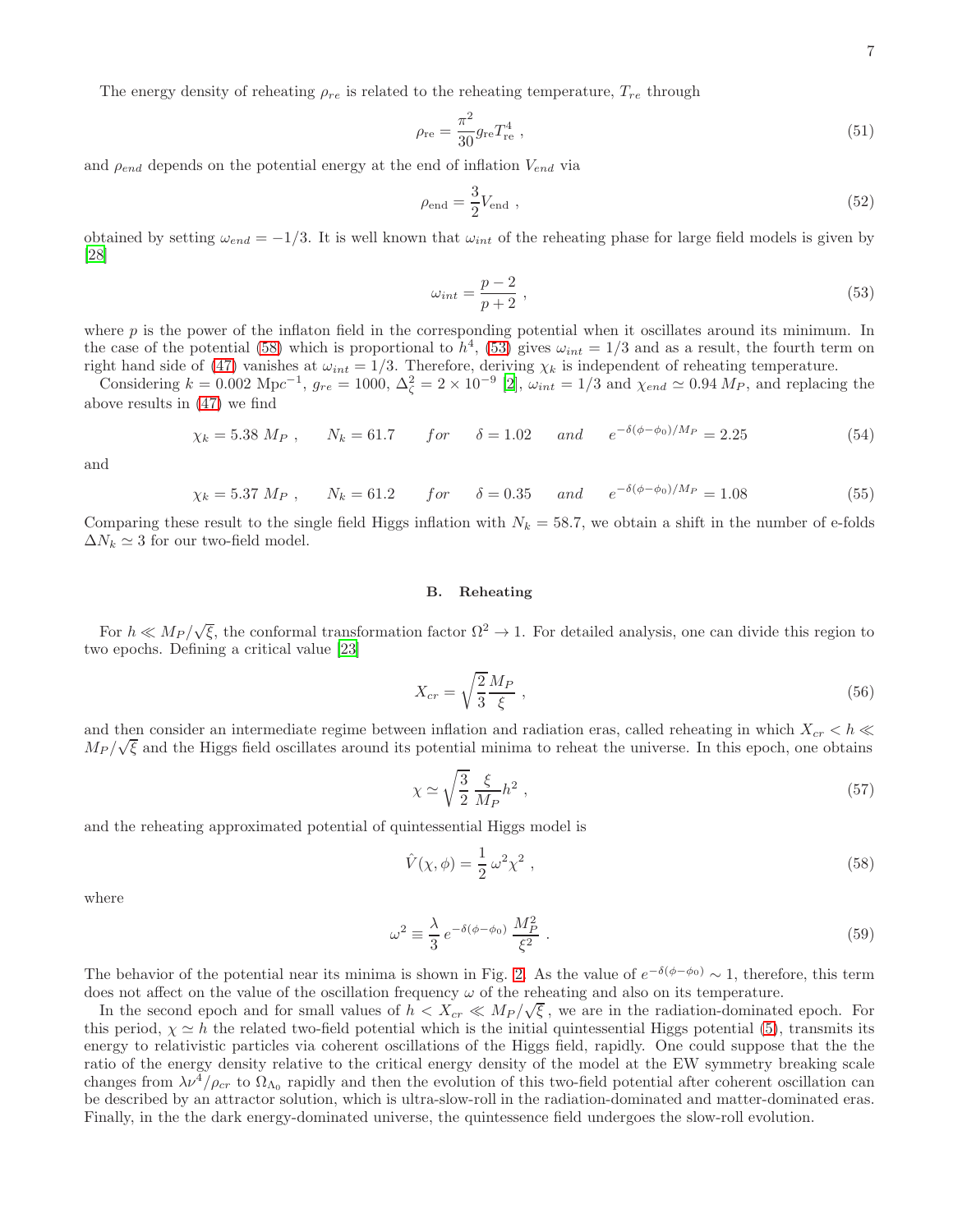The energy density of reheating $\rho_{re}$ is related to the reheating temperature, $T_{re}$ through

$$\rho_{\rm re} = \frac{\pi^2}{30} g_{\rm re} T_{\rm re}^4 \ , \tag{51}$$

and $\rho_{end}$ depends on the potential energy at the end of inflation $V_{end}$ via

$$\rho_{\rm end} = \frac{3}{2} V_{\rm end} \ , \tag{52}$$

obtained by setting $\omega_{end} = -1/3$. It is well known that $\omega_{int}$ of the reheating phase for large field models is given by [28]

$$\omega_{int} = \frac{p-2}{p+2} \ , \tag{53}$$

where $p$ is the power of the inflaton field in the corresponding potential when it oscillates around its minimum. In the case of the potential (58) which is proportional to $h^4$, (53) gives $\omega_{int} = 1/3$ and as a result, the fourth term on right hand side of (47) vanishes at $\omega_{int} = 1/3$. Therefore, deriving $\chi_k$ is independent of reheating temperature.

Considering $k = 0.002\ {\rm Mpc}^{-1}$, $g_{re} = 1000$, $\Delta_\zeta^2 = 2 \times 10^{-9}$ [2], $\omega_{int} = 1/3$ and $\chi_{end} \simeq 0.94\, M_P$, and replacing the above results in (47) we find

$$\chi_k = 5.38\ M_P \ , \qquad N_k = 61.7 \qquad for \qquad \delta = 1.02 \qquad and \qquad e^{-\delta(\phi-\phi_0)/M_P} = 2.25 \tag{54}$$

and

$$\chi_k = 5.37\ M_P \ , \qquad N_k = 61.2 \qquad for \qquad \delta = 0.35 \qquad and \qquad e^{-\delta(\phi-\phi_0)/M_P} = 1.08 \tag{55}$$

Comparing these result to the single field Higgs inflation with $N_k = 58.7$, we obtain a shift in the number of e-folds $\Delta N_k \simeq 3$ for our two-field model.

## B. Reheating

For $h \ll M_P/\sqrt{\xi}$, the conformal transformation factor $\Omega^2 \to 1$. For detailed analysis, one can divide this region to two epochs. Defining a critical value [23]

$$X_{cr} = \sqrt{\frac{2}{3}} \frac{M_P}{\xi} \ , \tag{56}$$

and then consider an intermediate regime between inflation and radiation eras, called reheating in which $X_{cr} < h \ll M_P/\sqrt{\xi}$ and the Higgs field oscillates around its potential minima to reheat the universe. In this epoch, one obtains

$$\chi \simeq \sqrt{\frac{3}{2}}\, \frac{\xi}{M_P} h^2 \ , \tag{57}$$

and the reheating approximated potential of quintessential Higgs model is

$$\hat{V}(\chi, \phi) = \frac{1}{2}\, \omega^2 \chi^2 \ , \tag{58}$$

where

$$\omega^2 \equiv \frac{\lambda}{3}\, e^{-\delta(\phi-\phi_0)}\, \frac{M_P^2}{\xi^2} \ . \tag{59}$$

The behavior of the potential near its minima is shown in Fig. 2. As the value of $e^{-\delta(\phi-\phi_0)} \sim 1$, therefore, this term does not affect on the value of the oscillation frequency $\omega$ of the reheating and also on its temperature.

In the second epoch and for small values of $h < X_{cr} \ll M_P/\sqrt{\xi}$ , we are in the radiation-dominated epoch. For this period, $\chi \simeq h$ the related two-field potential which is the initial quintessential Higgs potential (5), transmits its energy to relativistic particles via coherent oscillations of the Higgs field, rapidly. One could suppose that the the ratio of the energy density relative to the critical energy density of the model at the EW symmetry breaking scale changes from $\lambda\nu^4/\rho_{cr}$ to $\Omega_{\Lambda_0}$ rapidly and then the evolution of this two-field potential after coherent oscillation can be described by an attractor solution, which is ultra-slow-roll in the radiation-dominated and matter-dominated eras. Finally, in the the dark energy-dominated universe, the quintessence field undergoes the slow-roll evolution.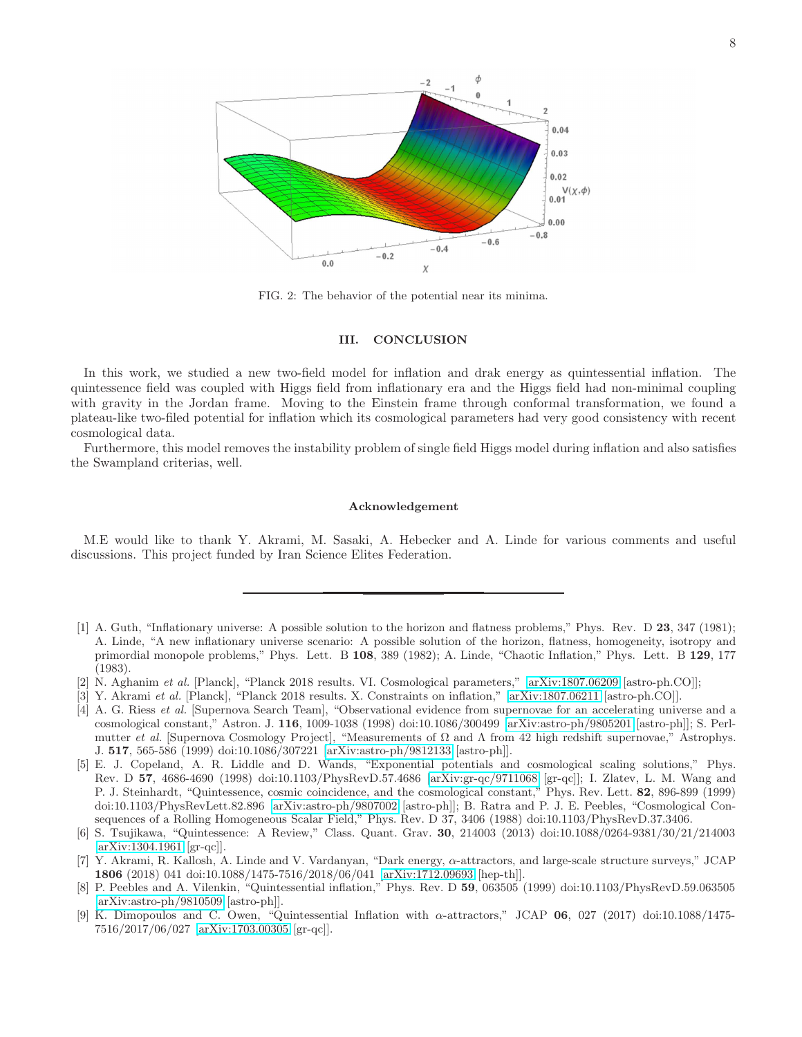FIG. 2: The behavior of the potential near its minima.

## III. CONCLUSION

In this work, we studied a new two-field model for inflation and drak energy as quintessential inflation. The quintessence field was coupled with Higgs field from inflationary era and the Higgs field had non-minimal coupling with gravity in the Jordan frame. Moving to the Einstein frame through conformal transformation, we found a plateau-like two-filed potential for inflation which its cosmological parameters had very good consistency with recent cosmological data.

Furthermore, this model removes the instability problem of single field Higgs model during inflation and also satisfies the Swampland criterias, well.

### Acknowledgement

M.E would like to thank Y. Akrami, M. Sasaki, A. Hebecker and A. Linde for various comments and useful discussions. This project funded by Iran Science Elites Federation.

---

[1] A. Guth, "Inflationary universe: A possible solution to the horizon and flatness problems," Phys. Rev. D **23**, 347 (1981); A. Linde, "A new inflationary universe scenario: A possible solution of the horizon, flatness, homogeneity, isotropy and primordial monopole problems," Phys. Lett. B **108**, 389 (1982); A. Linde, "Chaotic Inflation," Phys. Lett. B **129**, 177 (1983).

[2] N. Aghanim *et al.* [Planck], "Planck 2018 results. VI. Cosmological parameters," arXiv:1807.06209 [astro-ph.CO]];

[3] Y. Akrami *et al.* [Planck], "Planck 2018 results. X. Constraints on inflation," arXiv:1807.06211 [astro-ph.CO]].

[4] A. G. Riess *et al.* [Supernova Search Team], "Observational evidence from supernovae for an accelerating universe and a cosmological constant," Astron. J. **116**, 1009-1038 (1998) doi:10.1086/300499 arXiv:astro-ph/9805201 [astro-ph]]; S. Perlmutter *et al.* [Supernova Cosmology Project], "Measurements of $\Omega$ and $\Lambda$ from 42 high redshift supernovae," Astrophys. J. **517**, 565-586 (1999) doi:10.1086/307221 arXiv:astro-ph/9812133 [astro-ph]].

[5] E. J. Copeland, A. R. Liddle and D. Wands, "Exponential potentials and cosmological scaling solutions," Phys. Rev. D **57**, 4686-4690 (1998) doi:10.1103/PhysRevD.57.4686 arXiv:gr-qc/9711068 [gr-qc]]; I. Zlatev, L. M. Wang and P. J. Steinhardt, "Quintessence, cosmic coincidence, and the cosmological constant," Phys. Rev. Lett. **82**, 896-899 (1999) doi:10.1103/PhysRevLett.82.896 arXiv:astro-ph/9807002 [astro-ph]]; B. Ratra and P. J. E. Peebles, "Cosmological Consequences of a Rolling Homogeneous Scalar Field," Phys. Rev. D 37, 3406 (1988) doi:10.1103/PhysRevD.37.3406.

[6] S. Tsujikawa, "Quintessence: A Review," Class. Quant. Grav. **30**, 214003 (2013) doi:10.1088/0264-9381/30/21/214003 arXiv:1304.1961 [gr-qc]].

[7] Y. Akrami, R. Kallosh, A. Linde and V. Vardanyan, "Dark energy, $\alpha$-attractors, and large-scale structure surveys," JCAP **1806** (2018) 041 doi:10.1088/1475-7516/2018/06/041 arXiv:1712.09693 [hep-th]].

[8] P. Peebles and A. Vilenkin, "Quintessential inflation," Phys. Rev. D **59**, 063505 (1999) doi:10.1103/PhysRevD.59.063505 arXiv:astro-ph/9810509 [astro-ph]].

[9] K. Dimopoulos and C. Owen, "Quintessential Inflation with $\alpha$-attractors," JCAP **06**, 027 (2017) doi:10.1088/1475-7516/2017/06/027 arXiv:1703.00305 [gr-qc]].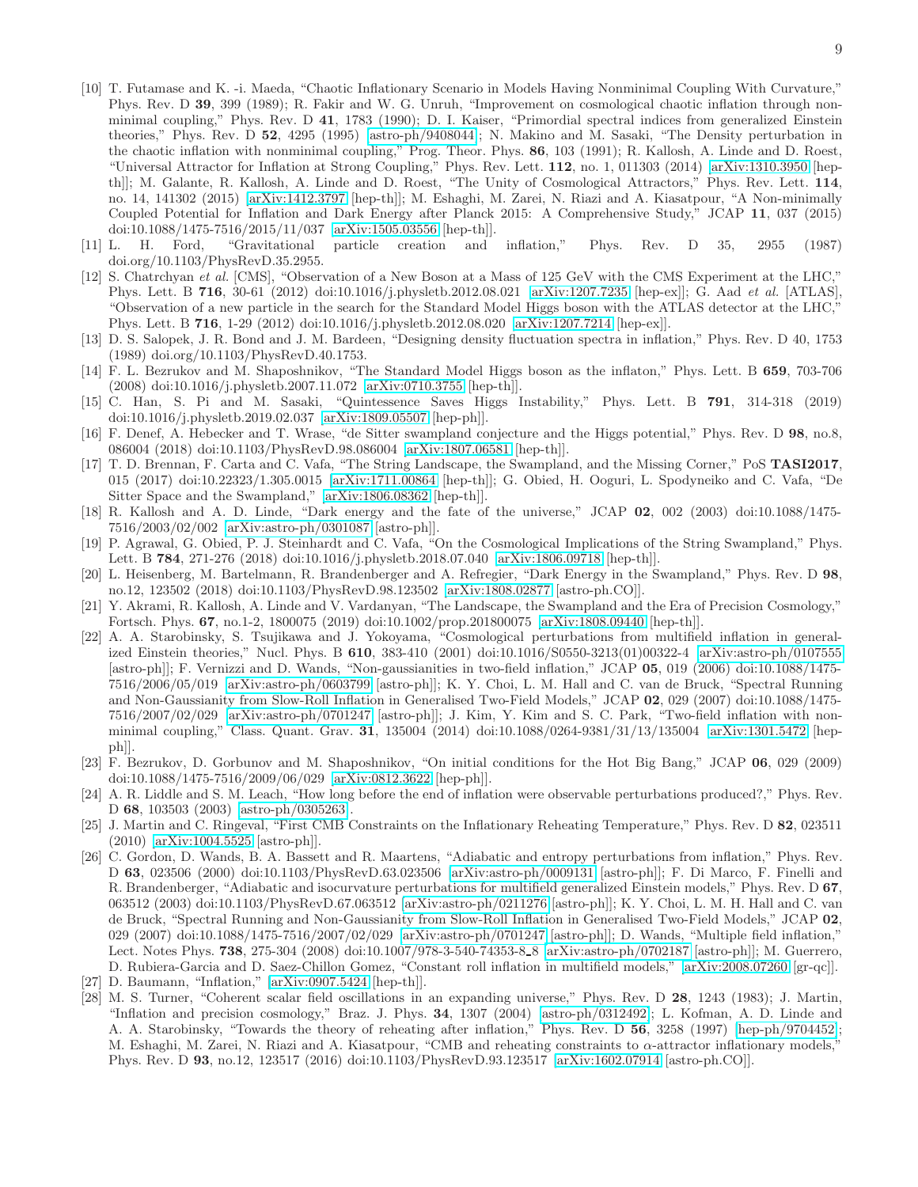[10] T. Futamase and K. -i. Maeda, "Chaotic Inflationary Scenario in Models Having Nonminimal Coupling With Curvature," Phys. Rev. D **39**, 399 (1989); R. Fakir and W. G. Unruh, "Improvement on cosmological chaotic inflation through nonminimal coupling," Phys. Rev. D **41**, 1783 (1990); D. I. Kaiser, "Primordial spectral indices from generalized Einstein theories," Phys. Rev. D **52**, 4295 (1995) [astro-ph/9408044]; N. Makino and M. Sasaki, "The Density perturbation in the chaotic inflation with nonminimal coupling," Prog. Theor. Phys. **86**, 103 (1991); R. Kallosh, A. Linde and D. Roest, "Universal Attractor for Inflation at Strong Coupling," Phys. Rev. Lett. **112**, no. 1, 011303 (2014) [arXiv:1310.3950 [hep-th]]; M. Galante, R. Kallosh, A. Linde and D. Roest, "The Unity of Cosmological Attractors," Phys. Rev. Lett. **114**, no. 14, 141302 (2015) [arXiv:1412.3797 [hep-th]]; M. Eshaghi, M. Zarei, N. Riazi and A. Kiasatpour, "A Non-minimally Coupled Potential for Inflation and Dark Energy after Planck 2015: A Comprehensive Study," JCAP **11**, 037 (2015) doi:10.1088/1475-7516/2015/11/037 [arXiv:1505.03556 [hep-th]].

[11] L. H. Ford, "Gravitational particle creation and inflation," Phys. Rev. D 35, 2955 (1987) doi.org/10.1103/PhysRevD.35.2955.

[12] S. Chatrchyan *et al.* [CMS], "Observation of a New Boson at a Mass of 125 GeV with the CMS Experiment at the LHC," Phys. Lett. B **716**, 30-61 (2012) doi:10.1016/j.physletb.2012.08.021 [arXiv:1207.7235 [hep-ex]]; G. Aad *et al.* [ATLAS], "Observation of a new particle in the search for the Standard Model Higgs boson with the ATLAS detector at the LHC," Phys. Lett. B **716**, 1-29 (2012) doi:10.1016/j.physletb.2012.08.020 [arXiv:1207.7214 [hep-ex]].

[13] D. S. Salopek, J. R. Bond and J. M. Bardeen, "Designing density fluctuation spectra in inflation," Phys. Rev. D 40, 1753 (1989) doi.org/10.1103/PhysRevD.40.1753.

[14] F. L. Bezrukov and M. Shaposhnikov, "The Standard Model Higgs boson as the inflaton," Phys. Lett. B **659**, 703-706 (2008) doi:10.1016/j.physletb.2007.11.072 [arXiv:0710.3755 [hep-th]].

[15] C. Han, S. Pi and M. Sasaki, "Quintessence Saves Higgs Instability," Phys. Lett. B **791**, 314-318 (2019) doi:10.1016/j.physletb.2019.02.037 [arXiv:1809.05507 [hep-ph]].

[16] F. Denef, A. Hebecker and T. Wrase, "de Sitter swampland conjecture and the Higgs potential," Phys. Rev. D **98**, no.8, 086004 (2018) doi:10.1103/PhysRevD.98.086004 [arXiv:1807.06581 [hep-th]].

[17] T. D. Brennan, F. Carta and C. Vafa, "The String Landscape, the Swampland, and the Missing Corner," PoS **TASI2017**, 015 (2017) doi:10.22323/1.305.0015 [arXiv:1711.00864 [hep-th]]; G. Obied, H. Ooguri, L. Spodyneiko and C. Vafa, "De Sitter Space and the Swampland," [arXiv:1806.08362 [hep-th]].

[18] R. Kallosh and A. D. Linde, "Dark energy and the fate of the universe," JCAP **02**, 002 (2003) doi:10.1088/1475-7516/2003/02/002 [arXiv:astro-ph/0301087 [astro-ph]].

[19] P. Agrawal, G. Obied, P. J. Steinhardt and C. Vafa, "On the Cosmological Implications of the String Swampland," Phys. Lett. B **784**, 271-276 (2018) doi:10.1016/j.physletb.2018.07.040 [arXiv:1806.09718 [hep-th]].

[20] L. Heisenberg, M. Bartelmann, R. Brandenberger and A. Refregier, "Dark Energy in the Swampland," Phys. Rev. D **98**, no.12, 123502 (2018) doi:10.1103/PhysRevD.98.123502 [arXiv:1808.02877 [astro-ph.CO]].

[21] Y. Akrami, R. Kallosh, A. Linde and V. Vardanyan, "The Landscape, the Swampland and the Era of Precision Cosmology," Fortsch. Phys. **67**, no.1-2, 1800075 (2019) doi:10.1002/prop.201800075 [arXiv:1808.09440 [hep-th]].

[22] A. A. Starobinsky, S. Tsujikawa and J. Yokoyama, "Cosmological perturbations from multifield inflation in generalized Einstein theories," Nucl. Phys. B **610**, 383-410 (2001) doi:10.1016/S0550-3213(01)00322-4 [arXiv:astro-ph/0107555 [astro-ph]]; F. Vernizzi and D. Wands, "Non-gaussianities in two-field inflation," JCAP **05**, 019 (2006) doi:10.1088/1475-7516/2006/05/019 [arXiv:astro-ph/0603799 [astro-ph]]; K. Y. Choi, L. M. H. Hall and C. van de Bruck, "Spectral Running and Non-Gaussianity from Slow-Roll Inflation in Generalised Two-Field Models," JCAP **02**, 029 (2007) doi:10.1088/1475-7516/2007/02/029 [arXiv:astro-ph/0701247 [astro-ph]]; J. Kim, Y. Kim and S. C. Park, "Two-field inflation with non-minimal coupling," Class. Quant. Grav. **31**, 135004 (2014) doi:10.1088/0264-9381/31/13/135004 [arXiv:1301.5472 [hep-ph]].

[23] F. Bezrukov, D. Gorbunov and M. Shaposhnikov, "On initial conditions for the Hot Big Bang," JCAP **06**, 029 (2009) doi:10.1088/1475-7516/2009/06/029 [arXiv:0812.3622 [hep-ph]].

[24] A. R. Liddle and S. M. Leach, "How long before the end of inflation were observable perturbations produced?," Phys. Rev. D **68**, 103503 (2003) [astro-ph/0305263].

[25] J. Martin and C. Ringeval, "First CMB Constraints on the Inflationary Reheating Temperature," Phys. Rev. D **82**, 023511 (2010) [arXiv:1004.5525 [astro-ph]].

[26] C. Gordon, D. Wands, B. A. Bassett and R. Maartens, "Adiabatic and entropy perturbations from inflation," Phys. Rev. D **63**, 023506 (2000) doi:10.1103/PhysRevD.63.023506 [arXiv:astro-ph/0009131 [astro-ph]]; F. Di Marco, F. Finelli and R. Brandenberger, "Adiabatic and isocurvature perturbations for multifield generalized Einstein models," Phys. Rev. D **67**, 063512 (2003) doi:10.1103/PhysRevD.67.063512 [arXiv:astro-ph/0211276 [astro-ph]]; K. Y. Choi, L. M. H. Hall and C. van de Bruck, "Spectral Running and Non-Gaussianity from Slow-Roll Inflation in Generalised Two-Field Models," JCAP **02**, 029 (2007) doi:10.1088/1475-7516/2007/02/029 [arXiv:astro-ph/0701247 [astro-ph]]; D. Wands, "Multiple field inflation," Lect. Notes Phys. **738**, 275-304 (2008) doi:10.1007/978-3-540-74353-8_8 [arXiv:astro-ph/0702187 [astro-ph]]; M. Guerrero, D. Rubiera-Garcia and D. Saez-Chillon Gomez, "Constant roll inflation in multifield models," [arXiv:2008.07260 [gr-qc]].

[27] D. Baumann, "Inflation," [arXiv:0907.5424 [hep-th]].

[28] M. S. Turner, "Coherent scalar field oscillations in an expanding universe," Phys. Rev. D **28**, 1243 (1983); J. Martin, "Inflation and precision cosmology," Braz. J. Phys. **34**, 1307 (2004) [astro-ph/0312492]; L. Kofman, A. D. Linde and A. A. Starobinsky, "Towards the theory of reheating after inflation," Phys. Rev. D **56**, 3258 (1997) [hep-ph/9704452]; M. Eshaghi, M. Zarei, N. Riazi and A. Kiasatpour, "CMB and reheating constraints to α-attractor inflationary models," Phys. Rev. D **93**, no.12, 123517 (2016) doi:10.1103/PhysRevD.93.123517 [arXiv:1602.07914 [astro-ph.CO]].